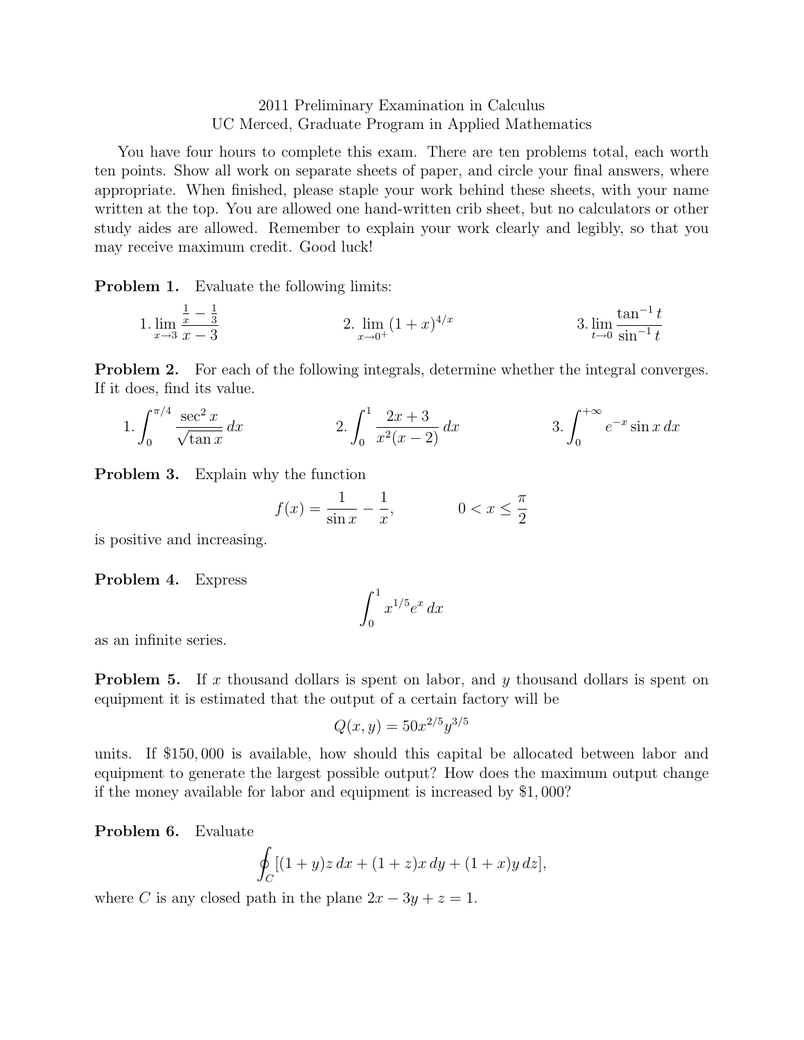# 2011 Preliminary Examination in Calculus
## UC Merced, Graduate Program in Applied Mathematics

You have four hours to complete this exam. There are ten problems total, each worth ten points. Show all work on separate sheets of paper, and circle your final answers, where appropriate. When finished, please staple your work behind these sheets, with your name written at the top. You are allowed one hand-written crib sheet, but no calculators or other study aides are allowed. Remember to explain your work clearly and legibly, so that you may receive maximum credit. Good luck!

**Problem 1.** Evaluate the following limits:

$$1. \lim_{x\to 3} \frac{\frac{1}{x} - \frac{1}{3}}{x-3} \qquad\qquad 2. \lim_{x\to 0^+} (1+x)^{4/x} \qquad\qquad 3. \lim_{t\to 0} \frac{\tan^{-1} t}{\sin^{-1} t}$$

**Problem 2.** For each of the following integrals, determine whether the integral converges. If it does, find its value.

$$1. \int_0^{\pi/4} \frac{\sec^2 x}{\sqrt{\tan x}}\, dx \qquad\qquad 2. \int_0^1 \frac{2x+3}{x^2(x-2)}\, dx \qquad\qquad 3. \int_0^{+\infty} e^{-x} \sin x\, dx$$

**Problem 3.** Explain why the function

$$f(x) = \frac{1}{\sin x} - \frac{1}{x}, \qquad\qquad 0 < x \leq \frac{\pi}{2}$$

is positive and increasing.

**Problem 4.** Express

$$\int_0^1 x^{1/5} e^x\, dx$$

as an infinite series.

**Problem 5.** If $x$ thousand dollars is spent on labor, and $y$ thousand dollars is spent on equipment it is estimated that the output of a certain factory will be

$$Q(x,y) = 50x^{2/5}y^{3/5}$$

units. If \$150,000 is available, how should this capital be allocated between labor and equipment to generate the largest possible output? How does the maximum output change if the money available for labor and equipment is increased by \$1,000?

**Problem 6.** Evaluate

$$\oint_C [(1+y)z\, dx + (1+z)x\, dy + (1+x)y\, dz],$$

where $C$ is any closed path in the plane $2x - 3y + z = 1$.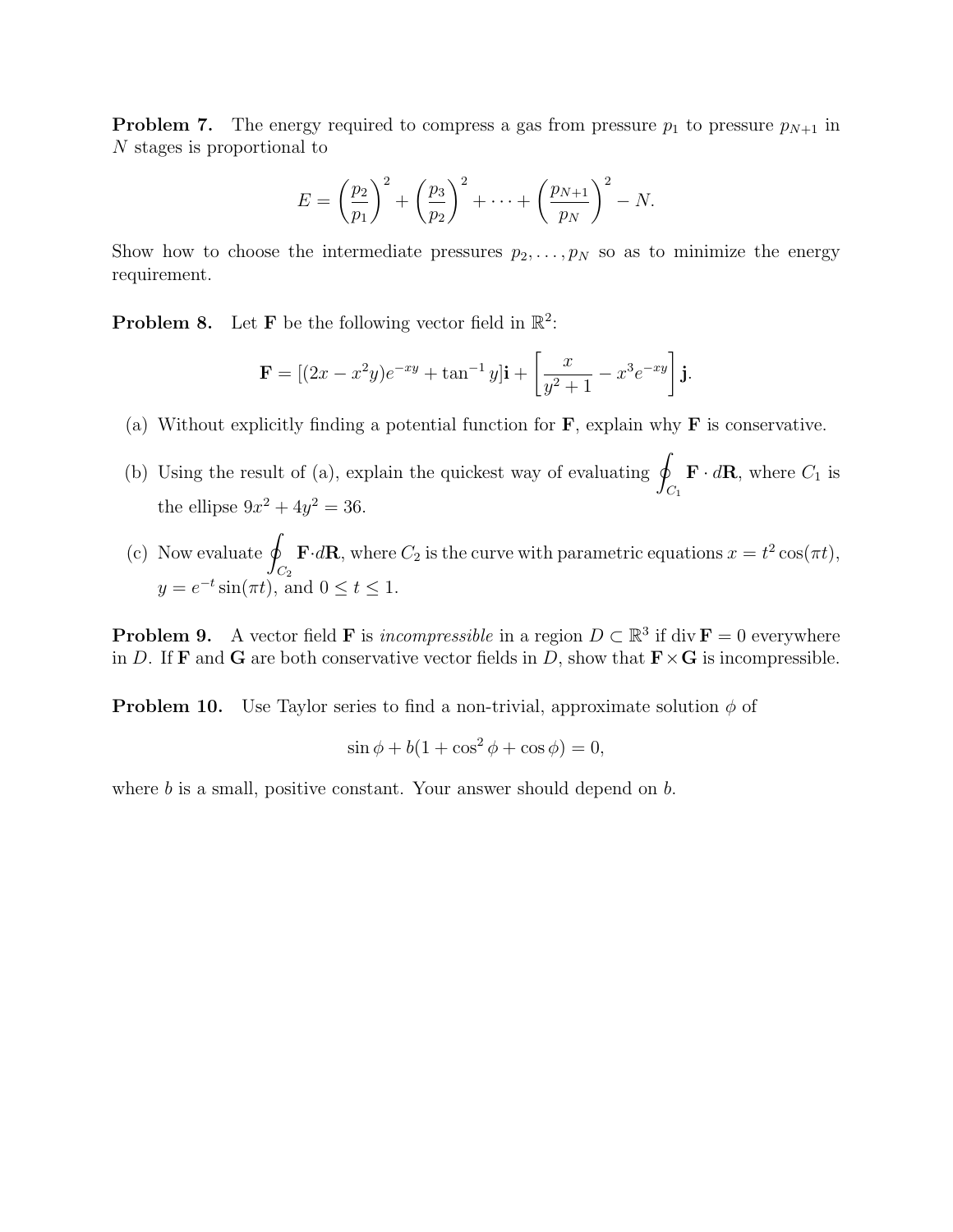**Problem 7.** The energy required to compress a gas from pressure $p_1$ to pressure $p_{N+1}$ in $N$ stages is proportional to

$$E = \left(\frac{p_2}{p_1}\right)^2 + \left(\frac{p_3}{p_2}\right)^2 + \cdots + \left(\frac{p_{N+1}}{p_N}\right)^2 - N.$$

Show how to choose the intermediate pressures $p_2, \ldots, p_N$ so as to minimize the energy requirement.

**Problem 8.** Let $\mathbf{F}$ be the following vector field in $\mathbb{R}^2$:

$$\mathbf{F} = [(2x - x^2 y)e^{-xy} + \tan^{-1} y]\mathbf{i} + \left[\frac{x}{y^2+1} - x^3 e^{-xy}\right]\mathbf{j}.$$

(a) Without explicitly finding a potential function for $\mathbf{F}$, explain why $\mathbf{F}$ is conservative.

(b) Using the result of (a), explain the quickest way of evaluating $\oint_{C_1} \mathbf{F} \cdot d\mathbf{R}$, where $C_1$ is the ellipse $9x^2 + 4y^2 = 36$.

(c) Now evaluate $\oint_{C_2} \mathbf{F} \cdot d\mathbf{R}$, where $C_2$ is the curve with parametric equations $x = t^2 \cos(\pi t)$, $y = e^{-t} \sin(\pi t)$, and $0 \leq t \leq 1$.

**Problem 9.** A vector field $\mathbf{F}$ is *incompressible* in a region $D \subset \mathbb{R}^3$ if $\operatorname{div} \mathbf{F} = 0$ everywhere in $D$. If $\mathbf{F}$ and $\mathbf{G}$ are both conservative vector fields in $D$, show that $\mathbf{F} \times \mathbf{G}$ is incompressible.

**Problem 10.** Use Taylor series to find a non-trivial, approximate solution $\phi$ of

$$\sin \phi + b(1 + \cos^2 \phi + \cos \phi) = 0,$$

where $b$ is a small, positive constant. Your answer should depend on $b$.